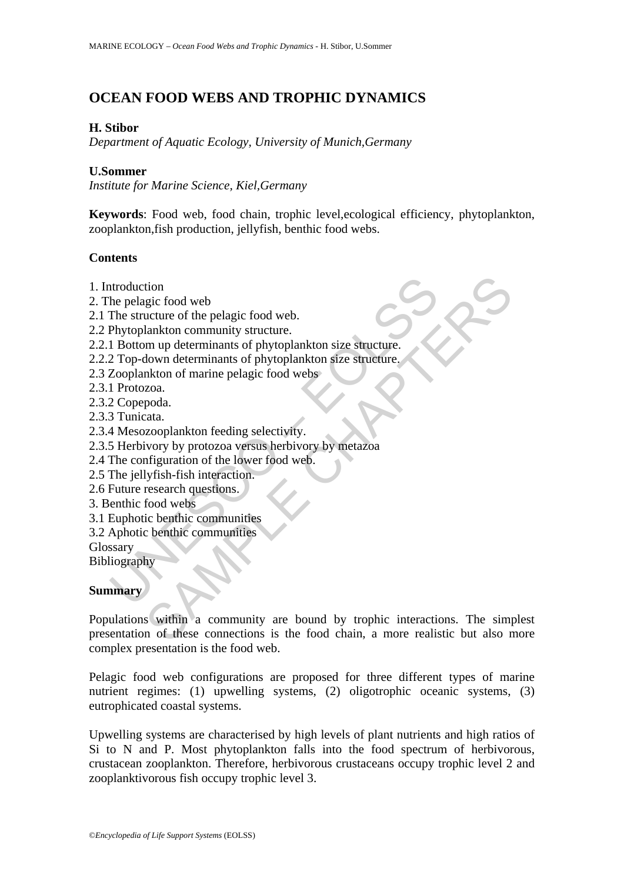# OCEAN FOOD WEBS AND TROPHIC DYNAMICS

**H. Stibor**

*Department of Aquatic Ecology, University of Munich,Germany*

**U.Sommer**

*Institute for Marine Science, Kiel,Germany*

**Keywords**: Food web, food chain, trophic level,ecological efficiency, phytoplankton, zooplankton,fish production, jellyfish, benthic food webs.

## Contents

1. Introduction
2. The pelagic food web
2.1 The structure of the pelagic food web.
2.2 Phytoplankton community structure.
2.2.1 Bottom up determinants of phytoplankton size structure.
2.2.2 Top-down determinants of phytoplankton size structure.
2.3 Zooplankton of marine pelagic food webs
2.3.1 Protozoa.
2.3.2 Copepoda.
2.3.3 Tunicata.
2.3.4 Mesozooplankton feeding selectivity.
2.3.5 Herbivory by protozoa versus herbivory by metazoa
2.4 The configuration of the lower food web.
2.5 The jellyfish-fish interaction.
2.6 Future research questions.
3. Benthic food webs
3.1 Euphotic benthic communities
3.2 Aphotic benthic communities

Glossary

Bibliography

## Summary

Populations within a community are bound by trophic interactions. The simplest presentation of these connections is the food chain, a more realistic but also more complex presentation is the food web.

Pelagic food web configurations are proposed for three different types of marine nutrient regimes: (1) upwelling systems, (2) oligotrophic oceanic systems, (3) eutrophicated coastal systems.

Upwelling systems are characterised by high levels of plant nutrients and high ratios of Si to N and P. Most phytoplankton falls into the food spectrum of herbivorous, crustacean zooplankton. Therefore, herbivorous crustaceans occupy trophic level 2 and zooplanktivorous fish occupy trophic level 3.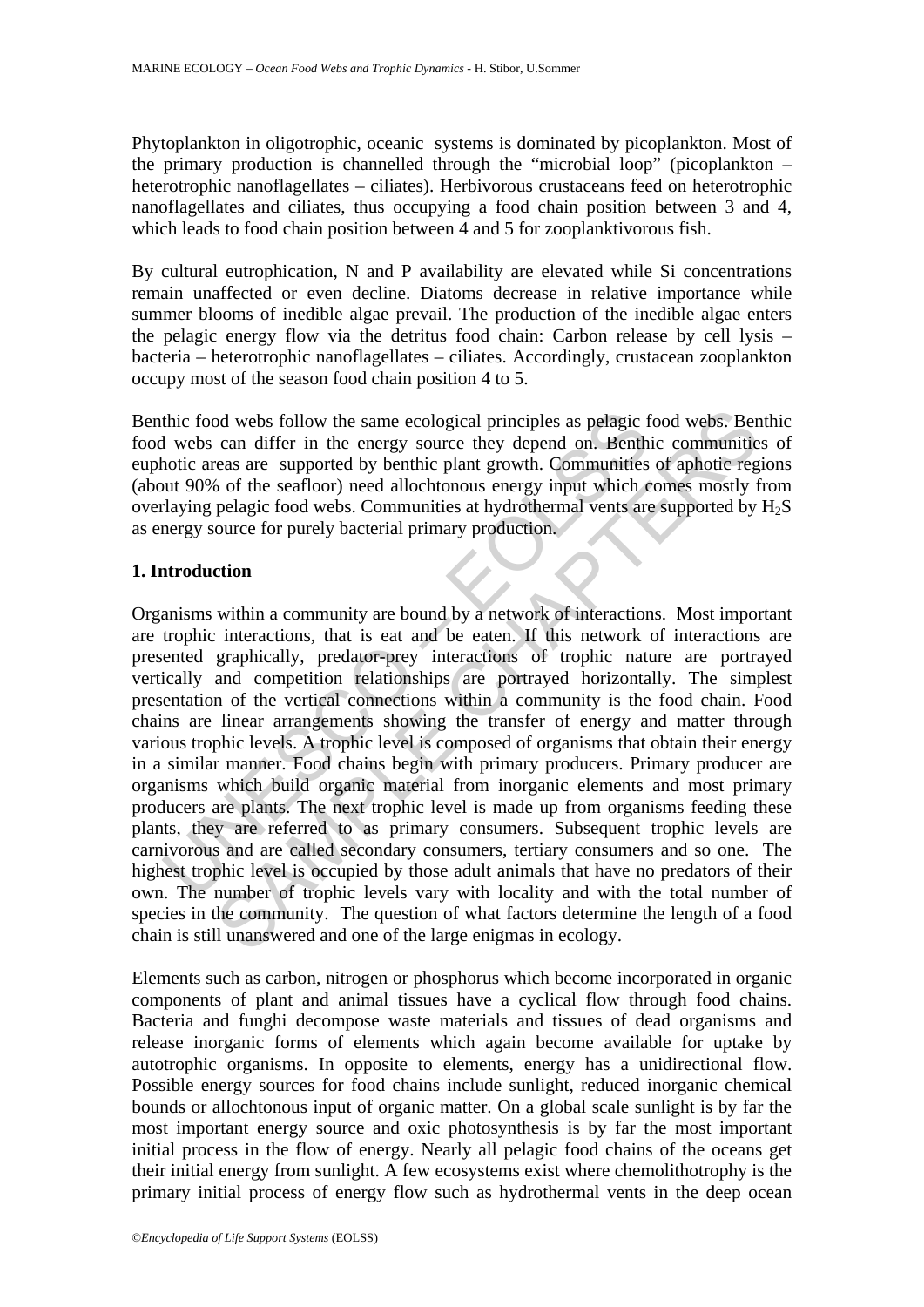Phytoplankton in oligotrophic, oceanic systems is dominated by picoplankton. Most of the primary production is channelled through the "microbial loop" (picoplankton – heterotrophic nanoflagellates – ciliates). Herbivorous crustaceans feed on heterotrophic nanoflagellates and ciliates, thus occupying a food chain position between 3 and 4, which leads to food chain position between 4 and 5 for zooplanktivorous fish.

By cultural eutrophication, N and P availability are elevated while Si concentrations remain unaffected or even decline. Diatoms decrease in relative importance while summer blooms of inedible algae prevail. The production of the inedible algae enters the pelagic energy flow via the detritus food chain: Carbon release by cell lysis – bacteria – heterotrophic nanoflagellates – ciliates. Accordingly, crustacean zooplankton occupy most of the season food chain position 4 to 5.

Benthic food webs follow the same ecological principles as pelagic food webs. Benthic food webs can differ in the energy source they depend on. Benthic communities of euphotic areas are supported by benthic plant growth. Communities of aphotic regions (about 90% of the seafloor) need allochtonous energy input which comes mostly from overlaying pelagic food webs. Communities at hydrothermal vents are supported by $H_2S$ as energy source for purely bacterial primary production.

## 1. Introduction

Organisms within a community are bound by a network of interactions. Most important are trophic interactions, that is eat and be eaten. If this network of interactions are presented graphically, predator-prey interactions of trophic nature are portrayed vertically and competition relationships are portrayed horizontally. The simplest presentation of the vertical connections within a community is the food chain. Food chains are linear arrangements showing the transfer of energy and matter through various trophic levels. A trophic level is composed of organisms that obtain their energy in a similar manner. Food chains begin with primary producers. Primary producer are organisms which build organic material from inorganic elements and most primary producers are plants. The next trophic level is made up from organisms feeding these plants, they are referred to as primary consumers. Subsequent trophic levels are carnivorous and are called secondary consumers, tertiary consumers and so one. The highest trophic level is occupied by those adult animals that have no predators of their own. The number of trophic levels vary with locality and with the total number of species in the community. The question of what factors determine the length of a food chain is still unanswered and one of the large enigmas in ecology.

Elements such as carbon, nitrogen or phosphorus which become incorporated in organic components of plant and animal tissues have a cyclical flow through food chains. Bacteria and funghi decompose waste materials and tissues of dead organisms and release inorganic forms of elements which again become available for uptake by autotrophic organisms. In opposite to elements, energy has a unidirectional flow. Possible energy sources for food chains include sunlight, reduced inorganic chemical bounds or allochtonous input of organic matter. On a global scale sunlight is by far the most important energy source and oxic photosynthesis is by far the most important initial process in the flow of energy. Nearly all pelagic food chains of the oceans get their initial energy from sunlight. A few ecosystems exist where chemolithotrophy is the primary initial process of energy flow such as hydrothermal vents in the deep ocean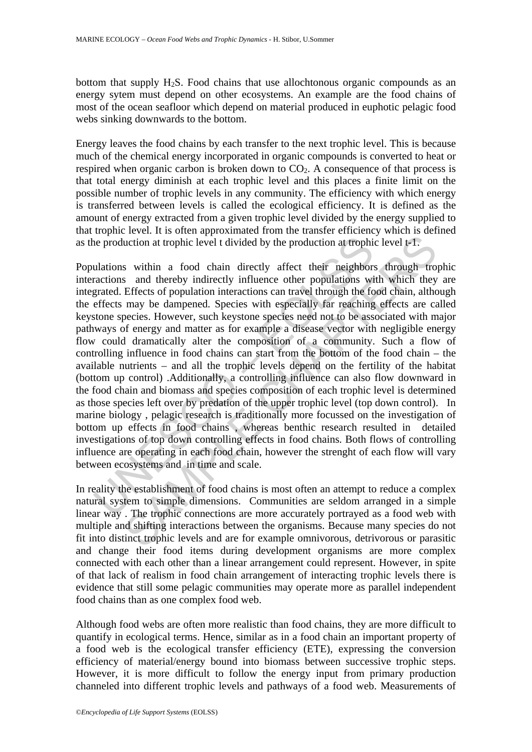bottom that supply $H_2S$. Food chains that use allochtonous organic compounds as an energy sytem must depend on other ecosystems. An example are the food chains of most of the ocean seafloor which depend on material produced in euphotic pelagic food webs sinking downwards to the bottom.

Energy leaves the food chains by each transfer to the next trophic level. This is because much of the chemical energy incorporated in organic compounds is converted to heat or respired when organic carbon is broken down to $CO_2$. A consequence of that process is that total energy diminish at each trophic level and this places a finite limit on the possible number of trophic levels in any community. The efficiency with which energy is transferred between levels is called the ecological efficiency. It is defined as the amount of energy extracted from a given trophic level divided by the energy supplied to that trophic level. It is often approximated from the transfer efficiency which is defined as the production at trophic level t divided by the production at trophic level t-1.

Populations within a food chain directly affect their neighbors through trophic interactions and thereby indirectly influence other populations with which they are integrated. Effects of population interactions can travel through the food chain, although the effects may be dampened. Species with especially far reaching effects are called keystone species. However, such keystone species need not to be associated with major pathways of energy and matter as for example a disease vector with negligible energy flow could dramatically alter the composition of a community. Such a flow of controlling influence in food chains can start from the bottom of the food chain – the available nutrients – and all the trophic levels depend on the fertility of the habitat (bottom up control) .Additionally, a controlling influence can also flow downward in the food chain and biomass and species composition of each trophic level is determined as those species left over by predation of the upper trophic level (top down control). In marine biology , pelagic research is traditionally more focussed on the investigation of bottom up effects in food chains , whereas benthic research resulted in detailed investigations of top down controlling effects in food chains. Both flows of controlling influence are operating in each food chain, however the strenght of each flow will vary between ecosystems and in time and scale.

In reality the establishment of food chains is most often an attempt to reduce a complex natural system to simple dimensions. Communities are seldom arranged in a simple linear way . The trophic connections are more accurately portrayed as a food web with multiple and shifting interactions between the organisms. Because many species do not fit into distinct trophic levels and are for example omnivorous, detrivorous or parasitic and change their food items during development organisms are more complex connected with each other than a linear arrangement could represent. However, in spite of that lack of realism in food chain arrangement of interacting trophic levels there is evidence that still some pelagic communities may operate more as parallel independent food chains than as one complex food web.

Although food webs are often more realistic than food chains, they are more difficult to quantify in ecological terms. Hence, similar as in a food chain an important property of a food web is the ecological transfer efficiency (ETE), expressing the conversion efficiency of material/energy bound into biomass between successive trophic steps. However, it is more difficult to follow the energy input from primary production channeled into different trophic levels and pathways of a food web. Measurements of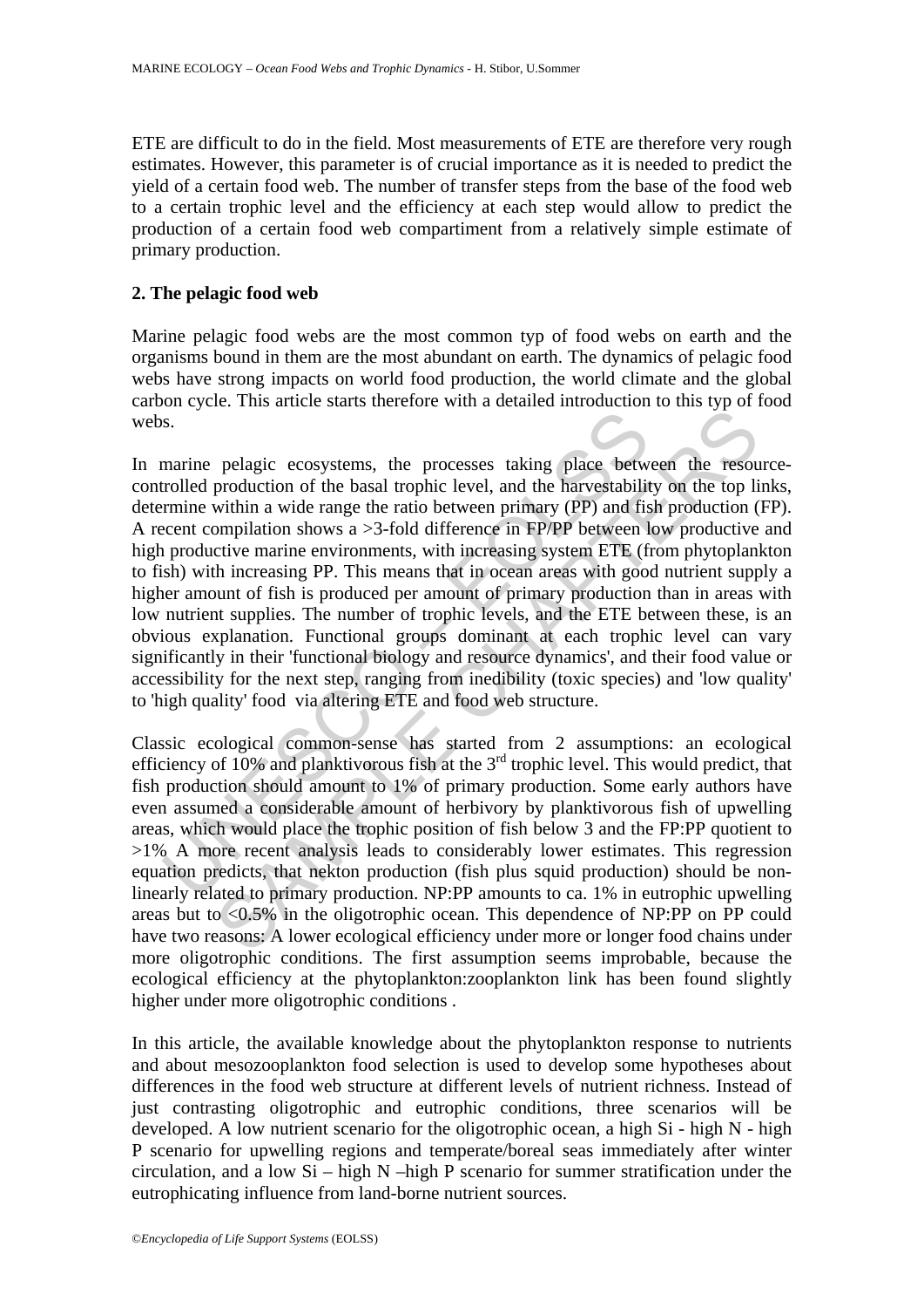ETE are difficult to do in the field. Most measurements of ETE are therefore very rough estimates. However, this parameter is of crucial importance as it is needed to predict the yield of a certain food web. The number of transfer steps from the base of the food web to a certain trophic level and the efficiency at each step would allow to predict the production of a certain food web compartiment from a relatively simple estimate of primary production.

## 2. The pelagic food web

Marine pelagic food webs are the most common typ of food webs on earth and the organisms bound in them are the most abundant on earth. The dynamics of pelagic food webs have strong impacts on world food production, the world climate and the global carbon cycle. This article starts therefore with a detailed introduction to this typ of food webs.

In marine pelagic ecosystems, the processes taking place between the resource-controlled production of the basal trophic level, and the harvestability on the top links, determine within a wide range the ratio between primary (PP) and fish production (FP). A recent compilation shows a >3-fold difference in FP/PP between low productive and high productive marine environments, with increasing system ETE (from phytoplankton to fish) with increasing PP. This means that in ocean areas with good nutrient supply a higher amount of fish is produced per amount of primary production than in areas with low nutrient supplies. The number of trophic levels, and the ETE between these, is an obvious explanation. Functional groups dominant at each trophic level can vary significantly in their 'functional biology and resource dynamics', and their food value or accessibility for the next step, ranging from inedibility (toxic species) and 'low quality' to 'high quality' food via altering ETE and food web structure.

Classic ecological common-sense has started from 2 assumptions: an ecological efficiency of 10% and planktivorous fish at the 3rd trophic level. This would predict, that fish production should amount to 1% of primary production. Some early authors have even assumed a considerable amount of herbivory by planktivorous fish of upwelling areas, which would place the trophic position of fish below 3 and the FP:PP quotient to >1% A more recent analysis leads to considerably lower estimates. This regression equation predicts, that nekton production (fish plus squid production) should be non-linearly related to primary production. NP:PP amounts to ca. 1% in eutrophic upwelling areas but to <0.5% in the oligotrophic ocean. This dependence of NP:PP on PP could have two reasons: A lower ecological efficiency under more or longer food chains under more oligotrophic conditions. The first assumption seems improbable, because the ecological efficiency at the phytoplankton:zooplankton link has been found slightly higher under more oligotrophic conditions .

In this article, the available knowledge about the phytoplankton response to nutrients and about mesozooplankton food selection is used to develop some hypotheses about differences in the food web structure at different levels of nutrient richness. Instead of just contrasting oligotrophic and eutrophic conditions, three scenarios will be developed. A low nutrient scenario for the oligotrophic ocean, a high Si - high N - high P scenario for upwelling regions and temperate/boreal seas immediately after winter circulation, and a low Si – high N –high P scenario for summer stratification under the eutrophicating influence from land-borne nutrient sources.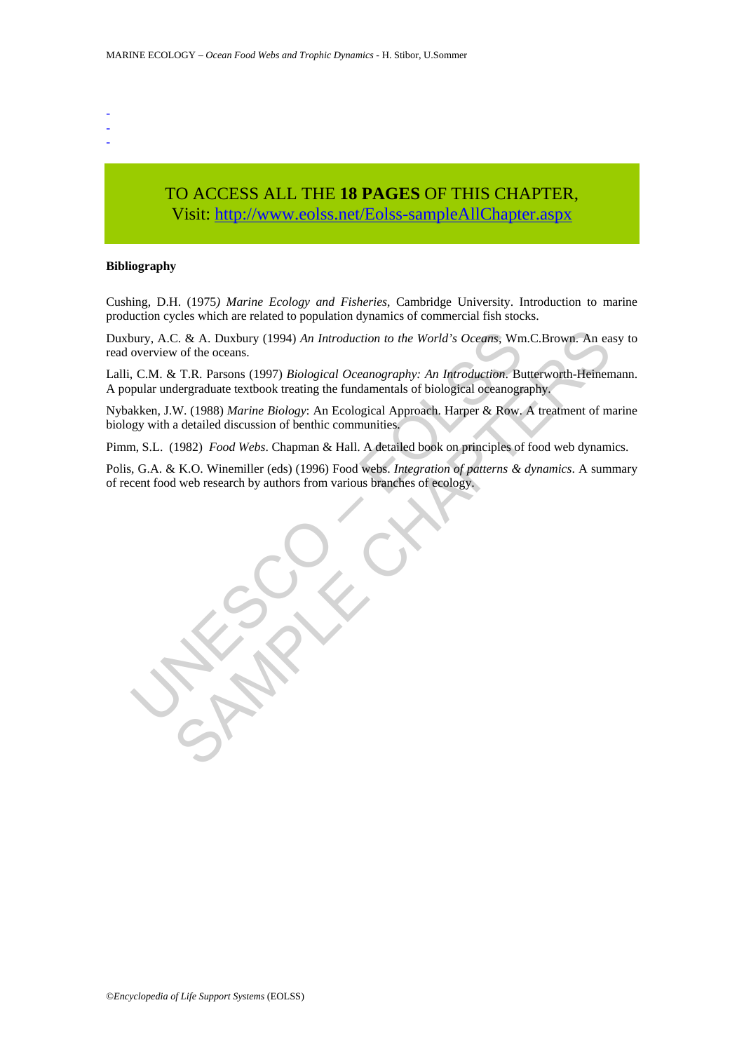-
-
-

TO ACCESS ALL THE **18 PAGES** OF THIS CHAPTER,
Visit: http://www.eolss.net/Eolss-sampleAllChapter.aspx

**Bibliography**

Cushing, D.H. (1975*) Marine Ecology and Fisheries*, Cambridge University. Introduction to marine production cycles which are related to population dynamics of commercial fish stocks.

Duxbury, A.C. & A. Duxbury (1994) *An Introduction to the World's Oceans*, Wm.C.Brown. An easy to read overview of the oceans.

Lalli, C.M. & T.R. Parsons (1997) *Biological Oceanography: An Introduction*. Butterworth-Heinemann. A popular undergraduate textbook treating the fundamentals of biological oceanography.

Nybakken, J.W. (1988) *Marine Biology*: An Ecological Approach. Harper & Row. A treatment of marine biology with a detailed discussion of benthic communities.

Pimm, S.L. (1982) *Food Webs*. Chapman & Hall. A detailed book on principles of food web dynamics.

Polis, G.A. & K.O. Winemiller (eds) (1996) Food webs. *Integration of patterns & dynamics*. A summary of recent food web research by authors from various branches of ecology.